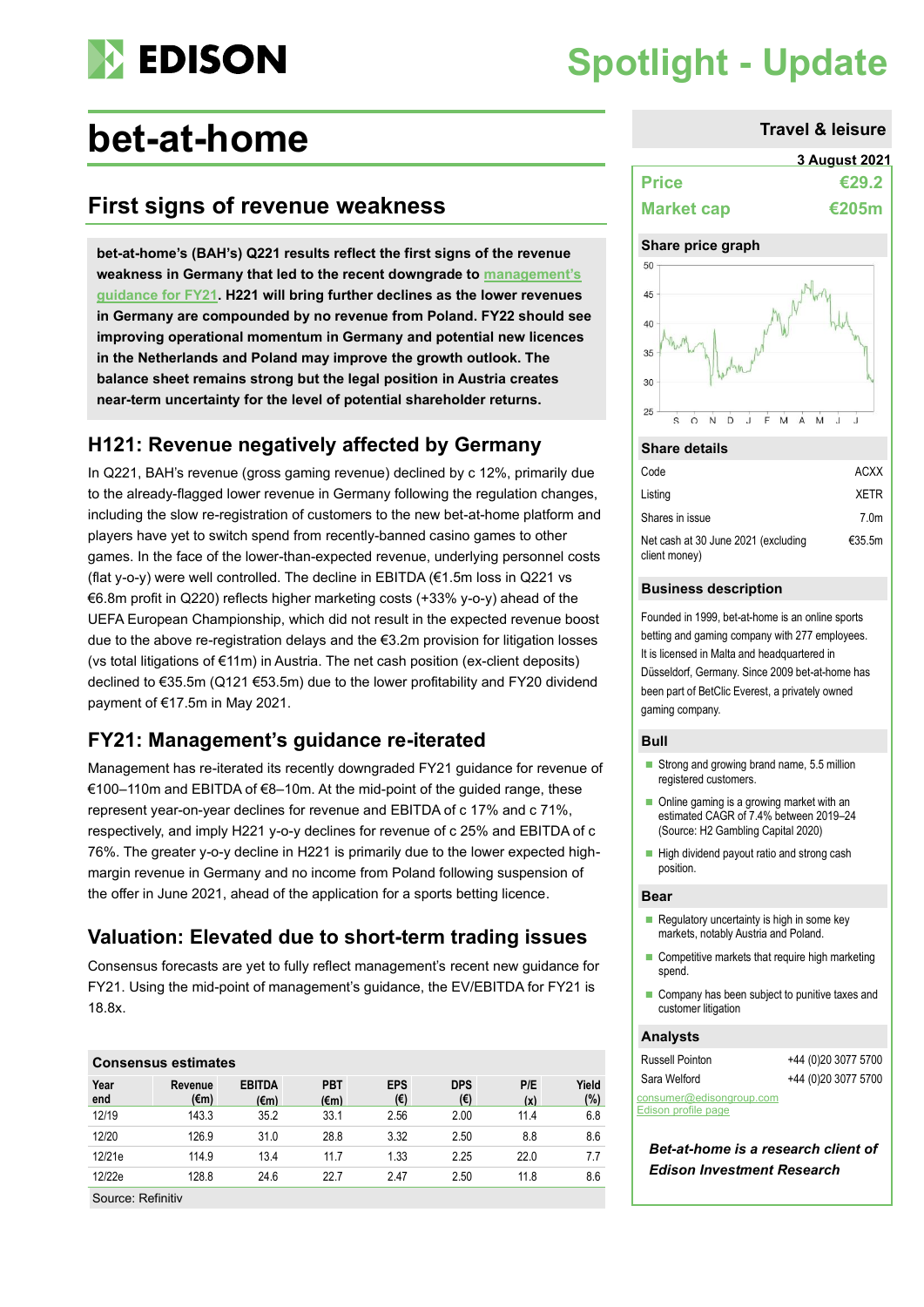# bet-at-home

Spotlight - Update

Travel & leisure

3 August 2021

## First signs of revenue weakness

**bet-at-home's (BAH's) Q221 results reflect the first signs of the revenue weakness in Germany that led to the recent downgrade to management's guidance for FY21. H221 will bring further declines as the lower revenues in Germany are compounded by no revenue from Poland. FY22 should see improving operational momentum in Germany and potential new licences in the Netherlands and Poland may improve the growth outlook. The balance sheet remains strong but the legal position in Austria creates near-term uncertainty for the level of potential shareholder returns.**

## H121: Revenue negatively affected by Germany

In Q221, BAH's revenue (gross gaming revenue) declined by c 12%, primarily due to the already-flagged lower revenue in Germany following the regulation changes, including the slow re-registration of customers to the new bet-at-home platform and players have yet to switch spend from recently-banned casino games to other games. In the face of the lower-than-expected revenue, underlying personnel costs (flat y-o-y) were well controlled. The decline in EBITDA (€1.5m loss in Q221 vs €6.8m profit in Q220) reflects higher marketing costs (+33% y-o-y) ahead of the UEFA European Championship, which did not result in the expected revenue boost due to the above re-registration delays and the €3.2m provision for litigation losses (vs total litigations of €11m) in Austria. The net cash position (ex-client deposits) declined to €35.5m (Q121 €53.5m) due to the lower profitability and FY20 dividend payment of €17.5m in May 2021.

## FY21: Management's guidance re-iterated

Management has re-iterated its recently downgraded FY21 guidance for revenue of €100–110m and EBITDA of €8–10m. At the mid-point of the guided range, these represent year-on-year declines for revenue and EBITDA of c 17% and c 71%, respectively, and imply H221 y-o-y declines for revenue of c 25% and EBITDA of c 76%. The greater y-o-y decline in H221 is primarily due to the lower expected high-margin revenue in Germany and no income from Poland following suspension of the offer in June 2021, ahead of the application for a sports betting licence.

## Valuation: Elevated due to short-term trading issues

Consensus forecasts are yet to fully reflect management's recent new guidance for FY21. Using the mid-point of management's guidance, the EV/EBITDA for FY21 is 18.8x.

**Consensus estimates**

| Year end | Revenue (€m) | EBITDA (€m) | PBT (€m) | EPS (€) | DPS (€) | P/E (x) | Yield (%) |
|---|---|---|---|---|---|---|---|
| 12/19 | 143.3 | 35.2 | 33.1 | 2.56 | 2.00 | 11.4 | 6.8 |
| 12/20 | 126.9 | 31.0 | 28.8 | 3.32 | 2.50 | 8.8 | 8.6 |
| 12/21e | 114.9 | 13.4 | 11.7 | 1.33 | 2.25 | 22.0 | 7.7 |
| 12/22e | 128.8 | 24.6 | 22.7 | 2.47 | 2.50 | 11.8 | 8.6 |

Source: Refinitiv

| | |
|---|---|
| **Price** | **€29.2** |
| **Market cap** | **€205m** |

**Share price graph**

**Share details**

| | |
|---|---|
| Code | ACXX |
| Listing | XETR |
| Shares in issue | 7.0m |
| Net cash at 30 June 2021 (excluding client money) | €35.5m |

**Business description**

Founded in 1999, bet-at-home is an online sports betting and gaming company with 277 employees. It is licensed in Malta and headquartered in Düsseldorf, Germany. Since 2009 bet-at-home has been part of BetClic Everest, a privately owned gaming company.

**Bull**

- Strong and growing brand name, 5.5 million registered customers.
- Online gaming is a growing market with an estimated CAGR of 7.4% between 2019–24 (Source: H2 Gambling Capital 2020)
- High dividend payout ratio and strong cash position.

**Bear**

- Regulatory uncertainty is high in some key markets, notably Austria and Poland.
- Competitive markets that require high marketing spend.
- Company has been subject to punitive taxes and customer litigation

**Analysts**

| | |
|---|---|
| Russell Pointon | +44 (0)20 3077 5700 |
| Sara Welford | +44 (0)20 3077 5700 |

consumer@edisongroup.com

Edison profile page

***Bet-at-home is a research client of Edison Investment Research***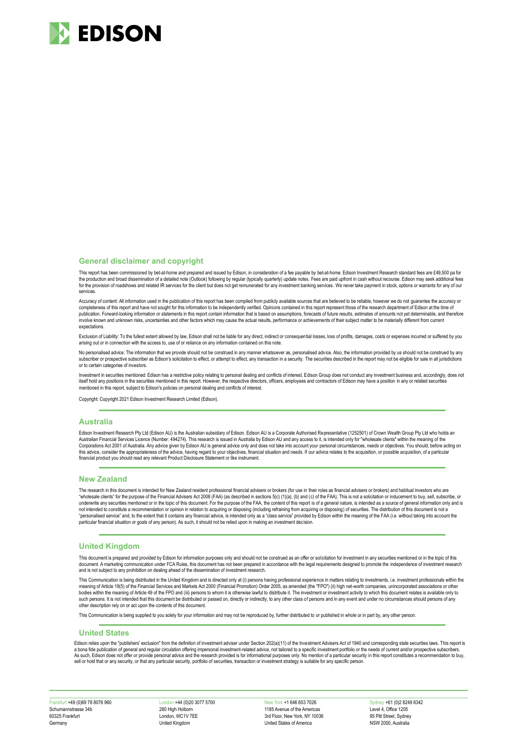# EDISON

## General disclaimer and copyright

This report has been commissioned by bet-at-home and prepared and issued by Edison, in consideration of a fee payable by bet-at-home. Edison Investment Research standard fees are £49,500 pa for the production and broad dissemination of a detailed note (Outlook) following by regular (typically quarterly) update notes. Fees are paid upfront in cash without recourse. Edison may seek additional fees for the provision of roadshows and related IR services for the client but does not get remunerated for any investment banking services. We never take payment in stock, options or warrants for any of our services.

Accuracy of content: All information used in the publication of this report has been compiled from publicly available sources that are believed to be reliable, however we do not guarantee the accuracy or completeness of this report and have not sought for this information to be independently verified. Opinions contained in this report represent those of the research department of Edison at the time of publication. Forward-looking information or statements in this report contain information that is based on assumptions, forecasts of future results, estimates of amounts not yet determinable, and therefore involve known and unknown risks, uncertainties and other factors which may cause the actual results, performance or achievements of their subject matter to be materially different from current expectations.

Exclusion of Liability: To the fullest extent allowed by law, Edison shall not be liable for any direct, indirect or consequential losses, loss of profits, damages, costs or expenses incurred or suffered by you arising out or in connection with the access to, use of or reliance on any information contained on this note.

No personalised advice: The information that we provide should not be construed in any manner whatsoever as, personalised advice. Also, the information provided by us should not be construed by any subscriber or prospective subscriber as Edison's solicitation to effect, or attempt to effect, any transaction in a security. The securities described in the report may not be eligible for sale in all jurisdictions or to certain categories of investors.

Investment in securities mentioned: Edison has a restrictive policy relating to personal dealing and conflicts of interest. Edison Group does not conduct any investment business and, accordingly, does not itself hold any positions in the securities mentioned in this report. However, the respective directors, officers, employees and contractors of Edison may have a position in any or related securities mentioned in this report, subject to Edison's policies on personal dealing and conflicts of interest.

Copyright: Copyright 2021 Edison Investment Research Limited (Edison).

## Australia

Edison Investment Research Pty Ltd (Edison AU) is the Australian subsidiary of Edison. Edison AU is a Corporate Authorised Representative (1252501) of Crown Wealth Group Pty Ltd who holds an Australian Financial Services Licence (Number: 494274). This research is issued in Australia by Edison AU and any access to it, is intended only for "wholesale clients" within the meaning of the Corporations Act 2001 of Australia. Any advice given by Edison AU is general advice only and does not take into account your personal circumstances, needs or objectives. You should, before acting on this advice, consider the appropriateness of the advice, having regard to your objectives, financial situation and needs. If our advice relates to the acquisition, or possible acquisition, of a particular financial product you should read any relevant Product Disclosure Statement or like instrument.

## New Zealand

The research in this document is intended for New Zealand resident professional financial advisers or brokers (for use in their roles as financial advisers or brokers) and habitual investors who are "wholesale clients" for the purpose of the Financial Advisers Act 2008 (FAA) (as described in sections 5(c) (1)(a), (b) and (c) of the FAA). This is not a solicitation or inducement to buy, sell, subscribe, or underwrite any securities mentioned or in the topic of this document. For the purpose of the FAA, the content of this report is of a general nature, is intended as a source of general information only and is not intended to constitute a recommendation or opinion in relation to acquiring or disposing (including refraining from acquiring or disposing) of securities. The distribution of this document is not a "personalised service" and, to the extent that it contains any financial advice, is intended only as a "class service" provided by Edison within the meaning of the FAA (i.e. without taking into account the particular financial situation or goals of any person). As such, it should not be relied upon in making an investment decision.

## United Kingdom

This document is prepared and provided by Edison for information purposes only and should not be construed as an offer or solicitation for investment in any securities mentioned or in the topic of this document. A marketing communication under FCA Rules, this document has not been prepared in accordance with the legal requirements designed to promote the independence of investment research and is not subject to any prohibition on dealing ahead of the dissemination of investment research.

This Communication is being distributed in the United Kingdom and is directed only at (i) persons having professional experience in matters relating to investments, i.e. investment professionals within the meaning of Article 19(5) of the Financial Services and Markets Act 2000 (Financial Promotion) Order 2005, as amended (the "FPO") (ii) high net-worth companies, unincorporated associations or other bodies within the meaning of Article 49 of the FPO and (iii) persons to whom it is otherwise lawful to distribute it. The investment or investment activity to which this document relates is available only to such persons. It is not intended that this document be distributed or passed on, directly or indirectly, to any other class of persons and in any event and under no circumstances should persons of any other description rely on or act upon the contents of this document.

This Communication is being supplied to you solely for your information and may not be reproduced by, further distributed to or published in whole or in part by, any other person.

## United States

Edison relies upon the "publishers' exclusion" from the definition of investment adviser under Section 202(a)(11) of the Investment Advisers Act of 1940 and corresponding state securities laws. This report is a bona fide publication of general and regular circulation offering impersonal investment-related advice, not tailored to a specific investment portfolio or the needs of current and/or prospective subscribers. As such, Edison does not offer or provide personal advice and the research provided is for informational purposes only. No mention of a particular security in this report constitutes a recommendation to buy, sell or hold that or any security, or that any particular security, portfolio of securities, transaction or investment strategy is suitable for any specific person.

Frankfurt +49 (0)69 78 8076 960
Schumannstrasse 34b
60325 Frankfurt
Germany

London +44 (0)20 3077 5700
280 High Holborn
London, WC1V 7EE
United Kingdom

New York +1 646 653 7026
1185 Avenue of the Americas
3rd Floor, New York, NY 10036
United States of America

Sydney +61 (0)2 8249 8342
Level 4, Office 1205
95 Pitt Street, Sydney
NSW 2000, Australia